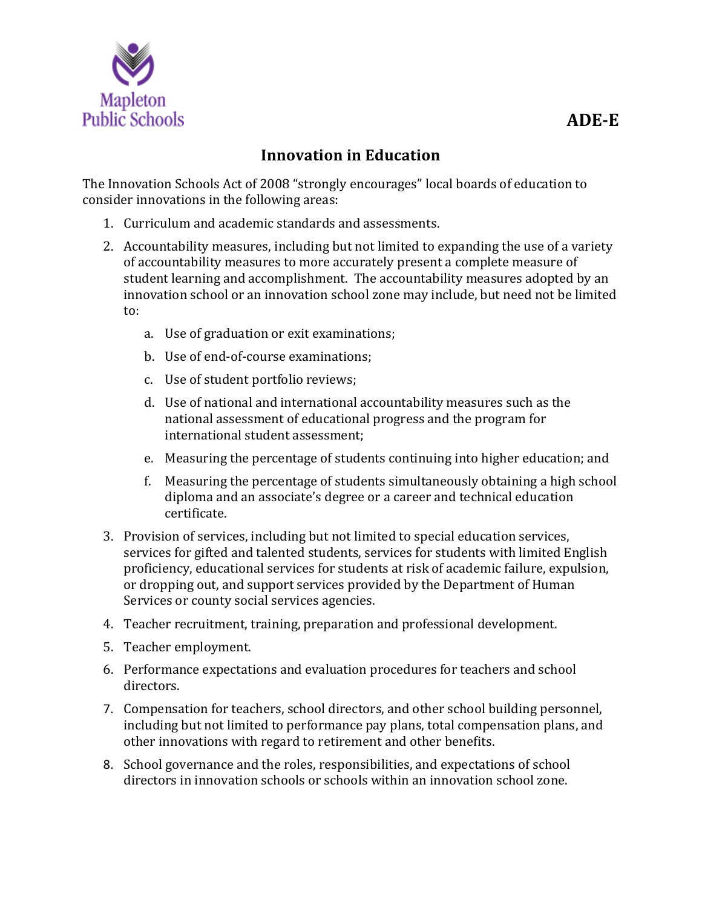Mapleton Public Schools

**ADE-E**

## Innovation in Education

The Innovation Schools Act of 2008 "strongly encourages" local boards of education to consider innovations in the following areas:

1. Curriculum and academic standards and assessments.
2. Accountability measures, including but not limited to expanding the use of a variety of accountability measures to more accurately present a complete measure of student learning and accomplishment. The accountability measures adopted by an innovation school or an innovation school zone may include, but need not be limited to:
   a. Use of graduation or exit examinations;
   b. Use of end-of-course examinations;
   c. Use of student portfolio reviews;
   d. Use of national and international accountability measures such as the national assessment of educational progress and the program for international student assessment;
   e. Measuring the percentage of students continuing into higher education; and
   f. Measuring the percentage of students simultaneously obtaining a high school diploma and an associate's degree or a career and technical education certificate.
3. Provision of services, including but not limited to special education services, services for gifted and talented students, services for students with limited English proficiency, educational services for students at risk of academic failure, expulsion, or dropping out, and support services provided by the Department of Human Services or county social services agencies.
4. Teacher recruitment, training, preparation and professional development.
5. Teacher employment.
6. Performance expectations and evaluation procedures for teachers and school directors.
7. Compensation for teachers, school directors, and other school building personnel, including but not limited to performance pay plans, total compensation plans, and other innovations with regard to retirement and other benefits.
8. School governance and the roles, responsibilities, and expectations of school directors in innovation schools or schools within an innovation school zone.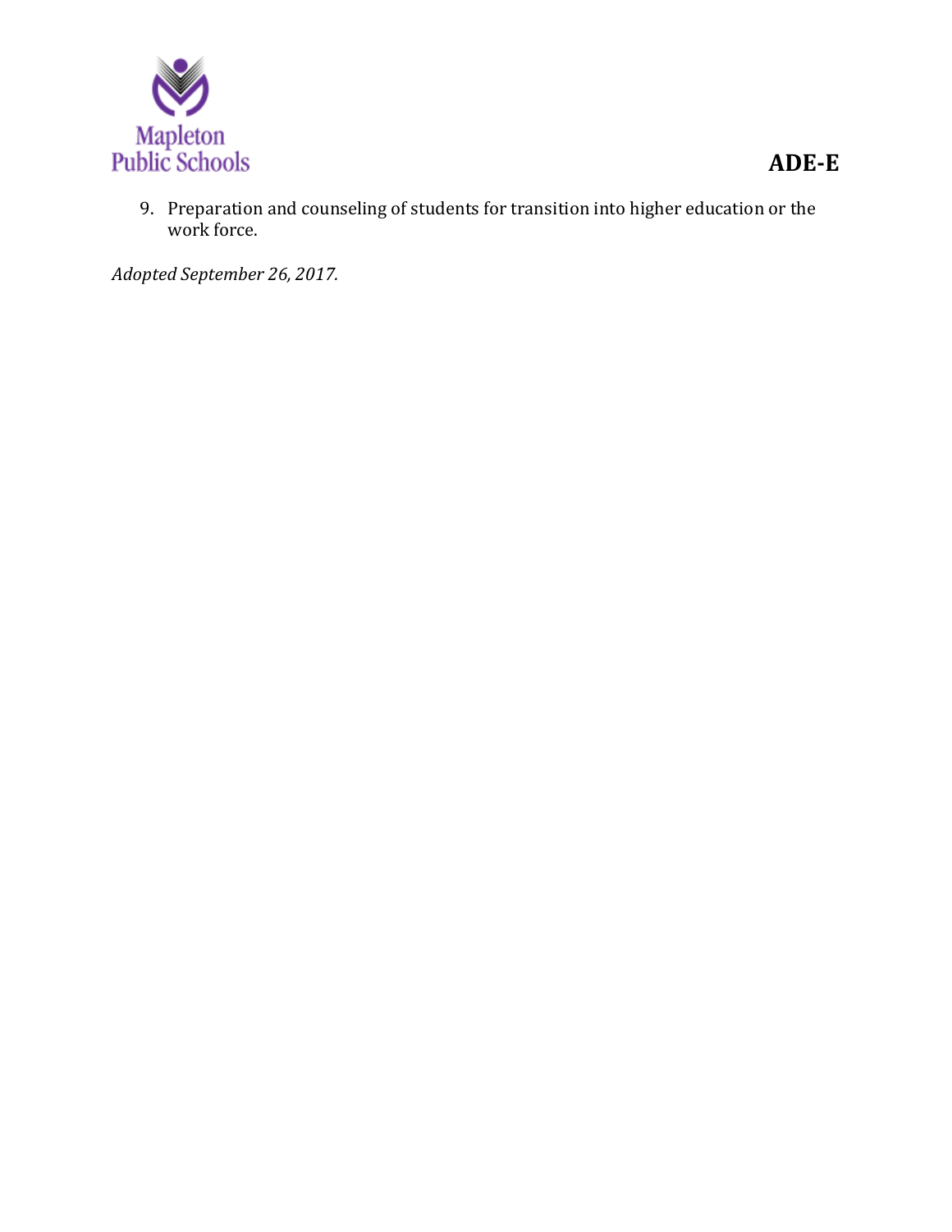9. Preparation and counseling of students for transition into higher education or the work force.

*Adopted September 26, 2017.*